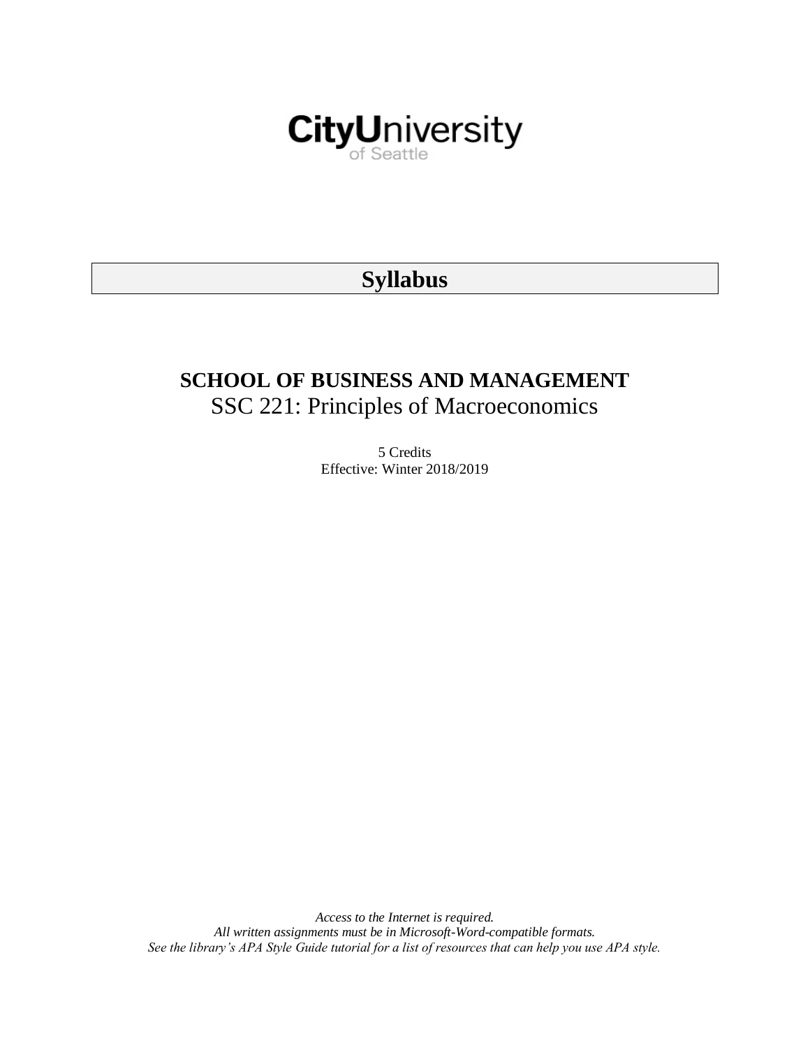CityUniversity
of Seattle

# Syllabus

## SCHOOL OF BUSINESS AND MANAGEMENT

SSC 221: Principles of Macroeconomics

5 Credits
Effective: Winter 2018/2019

*Access to the Internet is required.*
*All written assignments must be in Microsoft-Word-compatible formats.*
*See the library's APA Style Guide tutorial for a list of resources that can help you use APA style.*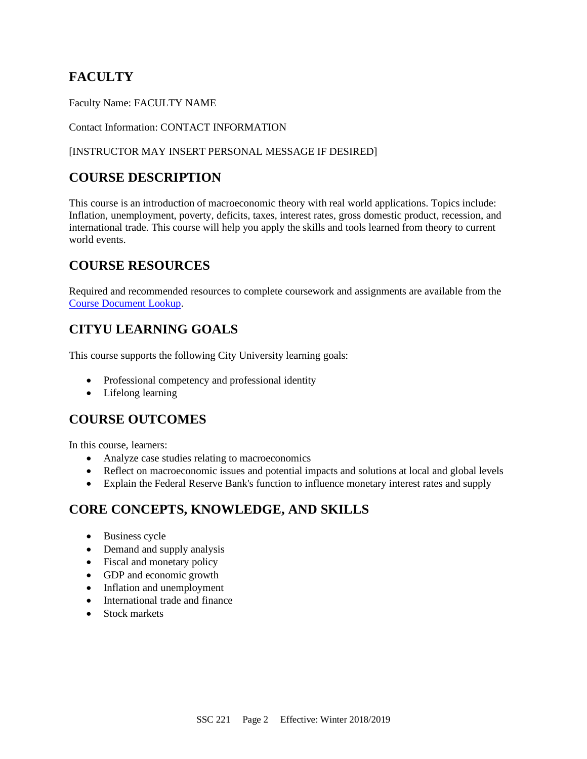## FACULTY

Faculty Name: FACULTY NAME

Contact Information: CONTACT INFORMATION

[INSTRUCTOR MAY INSERT PERSONAL MESSAGE IF DESIRED]

## COURSE DESCRIPTION

This course is an introduction of macroeconomic theory with real world applications. Topics include: Inflation, unemployment, poverty, deficits, taxes, interest rates, gross domestic product, recession, and international trade. This course will help you apply the skills and tools learned from theory to current world events.

## COURSE RESOURCES

Required and recommended resources to complete coursework and assignments are available from the Course Document Lookup.

## CITYU LEARNING GOALS

This course supports the following City University learning goals:

- Professional competency and professional identity
- Lifelong learning

## COURSE OUTCOMES

In this course, learners:

- Analyze case studies relating to macroeconomics
- Reflect on macroeconomic issues and potential impacts and solutions at local and global levels
- Explain the Federal Reserve Bank's function to influence monetary interest rates and supply

## CORE CONCEPTS, KNOWLEDGE, AND SKILLS

- Business cycle
- Demand and supply analysis
- Fiscal and monetary policy
- GDP and economic growth
- Inflation and unemployment
- International trade and finance
- Stock markets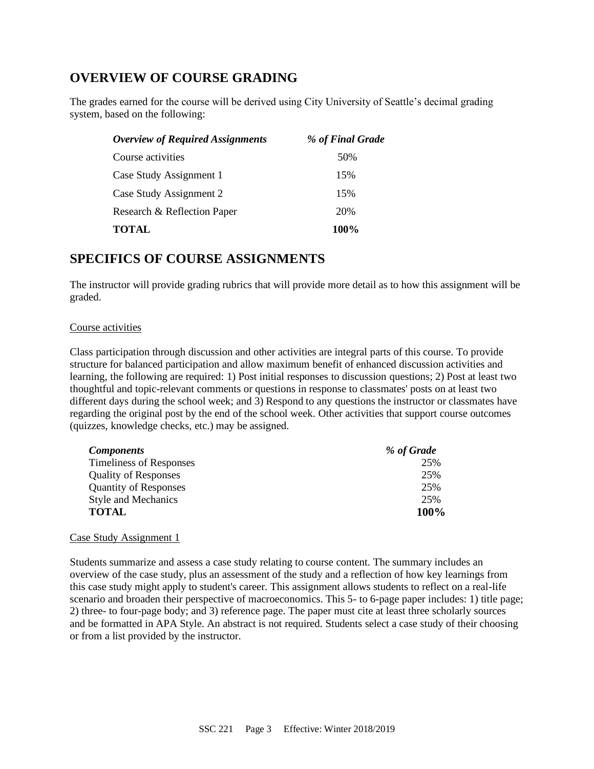## OVERVIEW OF COURSE GRADING

The grades earned for the course will be derived using City University of Seattle's decimal grading system, based on the following:

| *Overview of Required Assignments* | *% of Final Grade* |
|---|---|
| Course activities | 50% |
| Case Study Assignment 1 | 15% |
| Case Study Assignment 2 | 15% |
| Research & Reflection Paper | 20% |
| **TOTAL** | **100%** |

## SPECIFICS OF COURSE ASSIGNMENTS

The instructor will provide grading rubrics that will provide more detail as to how this assignment will be graded.

Course activities

Class participation through discussion and other activities are integral parts of this course. To provide structure for balanced participation and allow maximum benefit of enhanced discussion activities and learning, the following are required: 1) Post initial responses to discussion questions; 2) Post at least two thoughtful and topic-relevant comments or questions in response to classmates' posts on at least two different days during the school week; and 3) Respond to any questions the instructor or classmates have regarding the original post by the end of the school week. Other activities that support course outcomes (quizzes, knowledge checks, etc.) may be assigned.

| *Components* | *% of Grade* |
|---|---|
| Timeliness of Responses | 25% |
| Quality of Responses | 25% |
| Quantity of Responses | 25% |
| Style and Mechanics | 25% |
| **TOTAL** | **100%** |

Case Study Assignment 1

Students summarize and assess a case study relating to course content. The summary includes an overview of the case study, plus an assessment of the study and a reflection of how key learnings from this case study might apply to student's career. This assignment allows students to reflect on a real-life scenario and broaden their perspective of macroeconomics. This 5- to 6-page paper includes: 1) title page; 2) three- to four-page body; and 3) reference page. The paper must cite at least three scholarly sources and be formatted in APA Style. An abstract is not required. Students select a case study of their choosing or from a list provided by the instructor.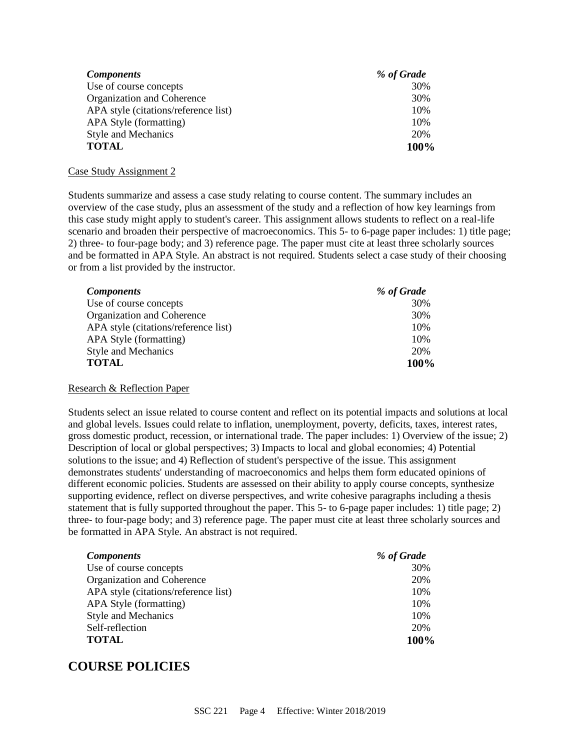| *Components* | *% of Grade* |
|---|---|
| Use of course concepts | 30% |
| Organization and Coherence | 30% |
| APA style (citations/reference list) | 10% |
| APA Style (formatting) | 10% |
| Style and Mechanics | 20% |
| **TOTAL** | **100%** |

Case Study Assignment 2

Students summarize and assess a case study relating to course content. The summary includes an overview of the case study, plus an assessment of the study and a reflection of how key learnings from this case study might apply to student's career. This assignment allows students to reflect on a real-life scenario and broaden their perspective of macroeconomics. This 5- to 6-page paper includes: 1) title page; 2) three- to four-page body; and 3) reference page. The paper must cite at least three scholarly sources and be formatted in APA Style. An abstract is not required. Students select a case study of their choosing or from a list provided by the instructor.

| *Components* | *% of Grade* |
|---|---|
| Use of course concepts | 30% |
| Organization and Coherence | 30% |
| APA style (citations/reference list) | 10% |
| APA Style (formatting) | 10% |
| Style and Mechanics | 20% |
| **TOTAL** | **100%** |

Research & Reflection Paper

Students select an issue related to course content and reflect on its potential impacts and solutions at local and global levels. Issues could relate to inflation, unemployment, poverty, deficits, taxes, interest rates, gross domestic product, recession, or international trade. The paper includes: 1) Overview of the issue; 2) Description of local or global perspectives; 3) Impacts to local and global economies; 4) Potential solutions to the issue; and 4) Reflection of student's perspective of the issue. This assignment demonstrates students' understanding of macroeconomics and helps them form educated opinions of different economic policies. Students are assessed on their ability to apply course concepts, synthesize supporting evidence, reflect on diverse perspectives, and write cohesive paragraphs including a thesis statement that is fully supported throughout the paper. This 5- to 6-page paper includes: 1) title page; 2) three- to four-page body; and 3) reference page. The paper must cite at least three scholarly sources and be formatted in APA Style. An abstract is not required.

| *Components* | *% of Grade* |
|---|---|
| Use of course concepts | 30% |
| Organization and Coherence | 20% |
| APA style (citations/reference list) | 10% |
| APA Style (formatting) | 10% |
| Style and Mechanics | 10% |
| Self-reflection | 20% |
| **TOTAL** | **100%** |

## COURSE POLICIES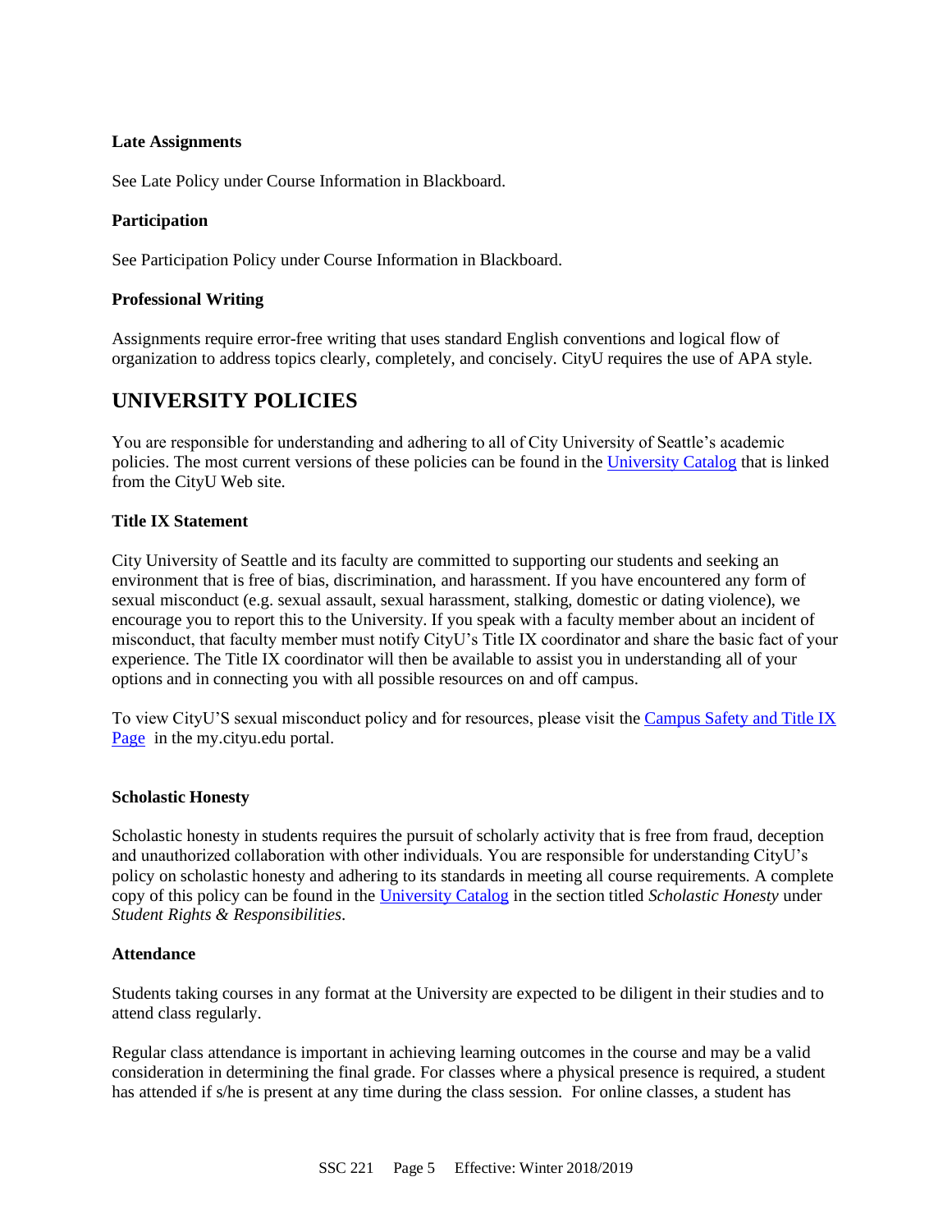### Late Assignments

See Late Policy under Course Information in Blackboard.

### Participation

See Participation Policy under Course Information in Blackboard.

### Professional Writing

Assignments require error-free writing that uses standard English conventions and logical flow of organization to address topics clearly, completely, and concisely. CityU requires the use of APA style.

## UNIVERSITY POLICIES

You are responsible for understanding and adhering to all of City University of Seattle's academic policies. The most current versions of these policies can be found in the University Catalog that is linked from the CityU Web site.

### Title IX Statement

City University of Seattle and its faculty are committed to supporting our students and seeking an environment that is free of bias, discrimination, and harassment. If you have encountered any form of sexual misconduct (e.g. sexual assault, sexual harassment, stalking, domestic or dating violence), we encourage you to report this to the University. If you speak with a faculty member about an incident of misconduct, that faculty member must notify CityU's Title IX coordinator and share the basic fact of your experience. The Title IX coordinator will then be available to assist you in understanding all of your options and in connecting you with all possible resources on and off campus.

To view CityU'S sexual misconduct policy and for resources, please visit the Campus Safety and Title IX Page in the my.cityu.edu portal.

### Scholastic Honesty

Scholastic honesty in students requires the pursuit of scholarly activity that is free from fraud, deception and unauthorized collaboration with other individuals. You are responsible for understanding CityU's policy on scholastic honesty and adhering to its standards in meeting all course requirements. A complete copy of this policy can be found in the University Catalog in the section titled *Scholastic Honesty* under *Student Rights & Responsibilities*.

### Attendance

Students taking courses in any format at the University are expected to be diligent in their studies and to attend class regularly.

Regular class attendance is important in achieving learning outcomes in the course and may be a valid consideration in determining the final grade. For classes where a physical presence is required, a student has attended if s/he is present at any time during the class session. For online classes, a student has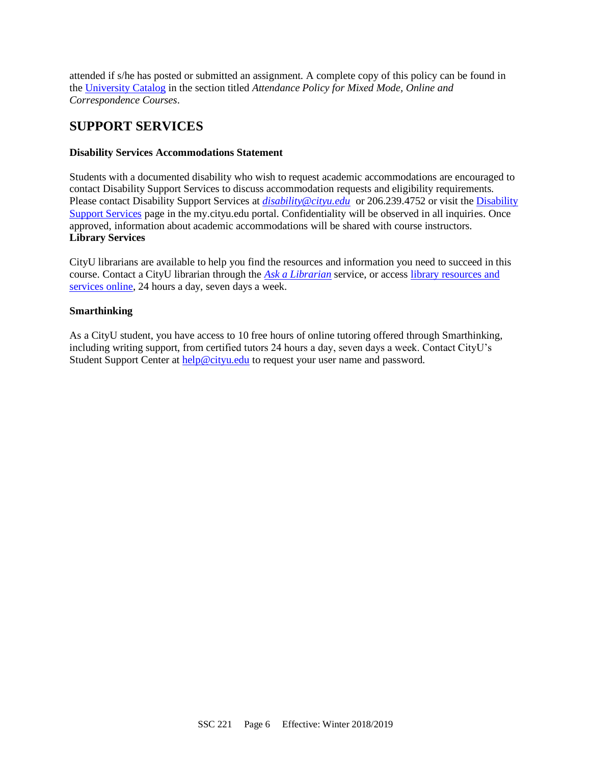attended if s/he has posted or submitted an assignment. A complete copy of this policy can be found in the University Catalog in the section titled *Attendance Policy for Mixed Mode, Online and Correspondence Courses*.

## SUPPORT SERVICES

### Disability Services Accommodations Statement

Students with a documented disability who wish to request academic accommodations are encouraged to contact Disability Support Services to discuss accommodation requests and eligibility requirements. Please contact Disability Support Services at *disability@cityu.edu* or 206.239.4752 or visit the Disability Support Services page in the my.cityu.edu portal. Confidentiality will be observed in all inquiries. Once approved, information about academic accommodations will be shared with course instructors.

### Library Services

CityU librarians are available to help you find the resources and information you need to succeed in this course. Contact a CityU librarian through the *Ask a Librarian* service, or access library resources and services online, 24 hours a day, seven days a week.

### Smarthinking

As a CityU student, you have access to 10 free hours of online tutoring offered through Smarthinking, including writing support, from certified tutors 24 hours a day, seven days a week. Contact CityU's Student Support Center at help@cityu.edu to request your user name and password.